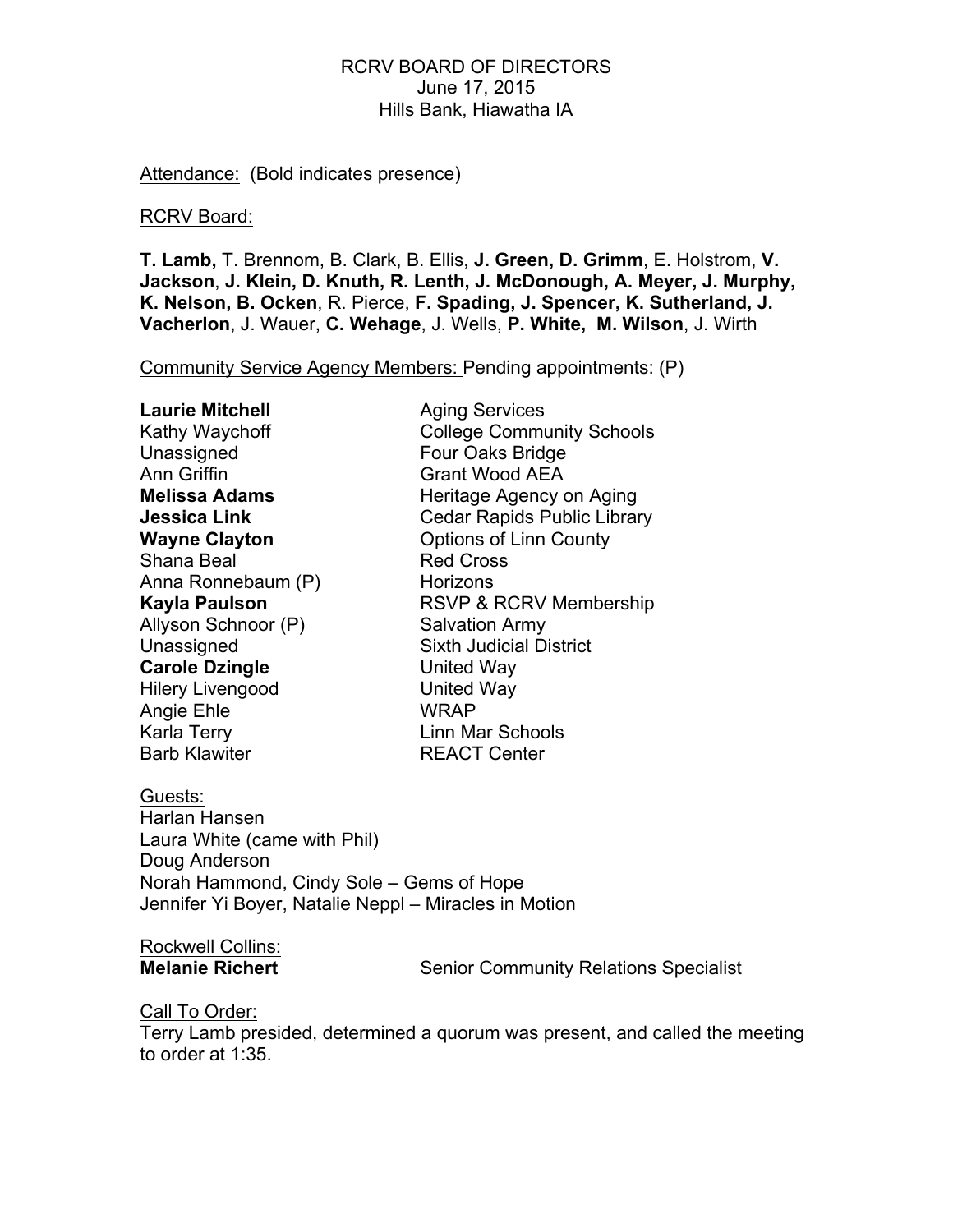RCRV BOARD OF DIRECTORS
June 17, 2015
Hills Bank, Hiawatha IA

Attendance: (Bold indicates presence)

RCRV Board:

**T. Lamb,** T. Brennom, B. Clark, B. Ellis, **J. Green, D. Grimm**, E. Holstrom, **V. Jackson**, **J. Klein, D. Knuth, R. Lenth, J. McDonough, A. Meyer, J. Murphy, K. Nelson, B. Ocken**, R. Pierce, **F. Spading, J. Spencer, K. Sutherland, J. Vacherlon**, J. Wauer, **C. Wehage**, J. Wells, **P. White, M. Wilson**, J. Wirth

Community Service Agency Members: Pending appointments: (P)

| | |
|---|---|
| **Laurie Mitchell** | Aging Services |
| Kathy Waychoff | College Community Schools |
| Unassigned | Four Oaks Bridge |
| Ann Griffin | Grant Wood AEA |
| **Melissa Adams** | Heritage Agency on Aging |
| **Jessica Link** | Cedar Rapids Public Library |
| **Wayne Clayton** | Options of Linn County |
| Shana Beal | Red Cross |
| Anna Ronnebaum (P) | Horizons |
| **Kayla Paulson** | RSVP & RCRV Membership |
| Allyson Schnoor (P) | Salvation Army |
| Unassigned | Sixth Judicial District |
| **Carole Dzingle** | United Way |
| Hilery Livengood | United Way |
| Angie Ehle | WRAP |
| Karla Terry | Linn Mar Schools |
| Barb Klawiter | REACT Center |

Guests:
Harlan Hansen
Laura White (came with Phil)
Doug Anderson
Norah Hammond, Cindy Sole – Gems of Hope
Jennifer Yi Boyer, Natalie Neppl – Miracles in Motion

Rockwell Collins:
**Melanie Richert** Senior Community Relations Specialist

Call To Order:
Terry Lamb presided, determined a quorum was present, and called the meeting to order at 1:35.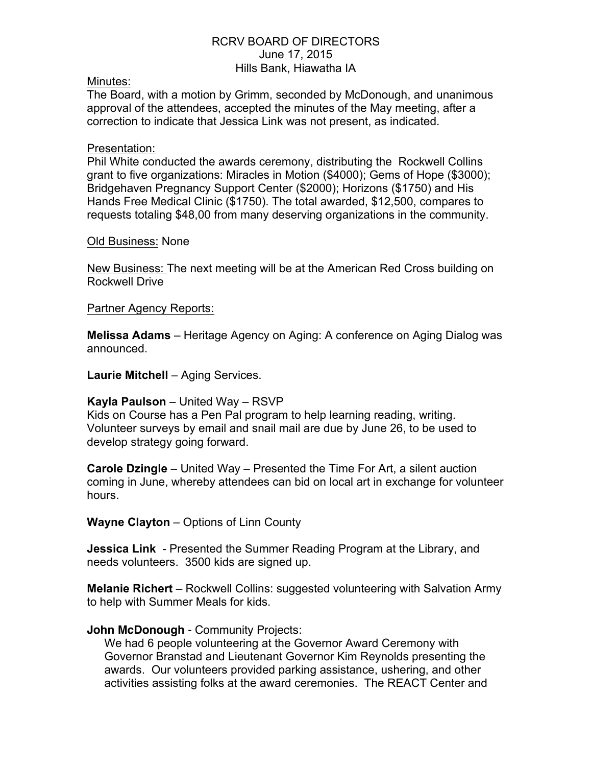RCRV BOARD OF DIRECTORS
June 17, 2015
Hills Bank, Hiawatha IA

Minutes:
The Board, with a motion by Grimm, seconded by McDonough, and unanimous approval of the attendees, accepted the minutes of the May meeting, after a correction to indicate that Jessica Link was not present, as indicated.

Presentation:
Phil White conducted the awards ceremony, distributing the Rockwell Collins grant to five organizations: Miracles in Motion ($4000); Gems of Hope ($3000); Bridgehaven Pregnancy Support Center ($2000); Horizons ($1750) and His Hands Free Medical Clinic ($1750). The total awarded, $12,500, compares to requests totaling $48,00 from many deserving organizations in the community.

Old Business: None

New Business: The next meeting will be at the American Red Cross building on Rockwell Drive

Partner Agency Reports:

**Melissa Adams** – Heritage Agency on Aging: A conference on Aging Dialog was announced.

**Laurie Mitchell** – Aging Services.

**Kayla Paulson** – United Way – RSVP
Kids on Course has a Pen Pal program to help learning reading, writing. Volunteer surveys by email and snail mail are due by June 26, to be used to develop strategy going forward.

**Carole Dzingle** – United Way – Presented the Time For Art, a silent auction coming in June, whereby attendees can bid on local art in exchange for volunteer hours.

**Wayne Clayton** – Options of Linn County

**Jessica Link** - Presented the Summer Reading Program at the Library, and needs volunteers. 3500 kids are signed up.

**Melanie Richert** – Rockwell Collins: suggested volunteering with Salvation Army to help with Summer Meals for kids.

**John McDonough** - Community Projects:
We had 6 people volunteering at the Governor Award Ceremony with Governor Branstad and Lieutenant Governor Kim Reynolds presenting the awards. Our volunteers provided parking assistance, ushering, and other activities assisting folks at the award ceremonies. The REACT Center and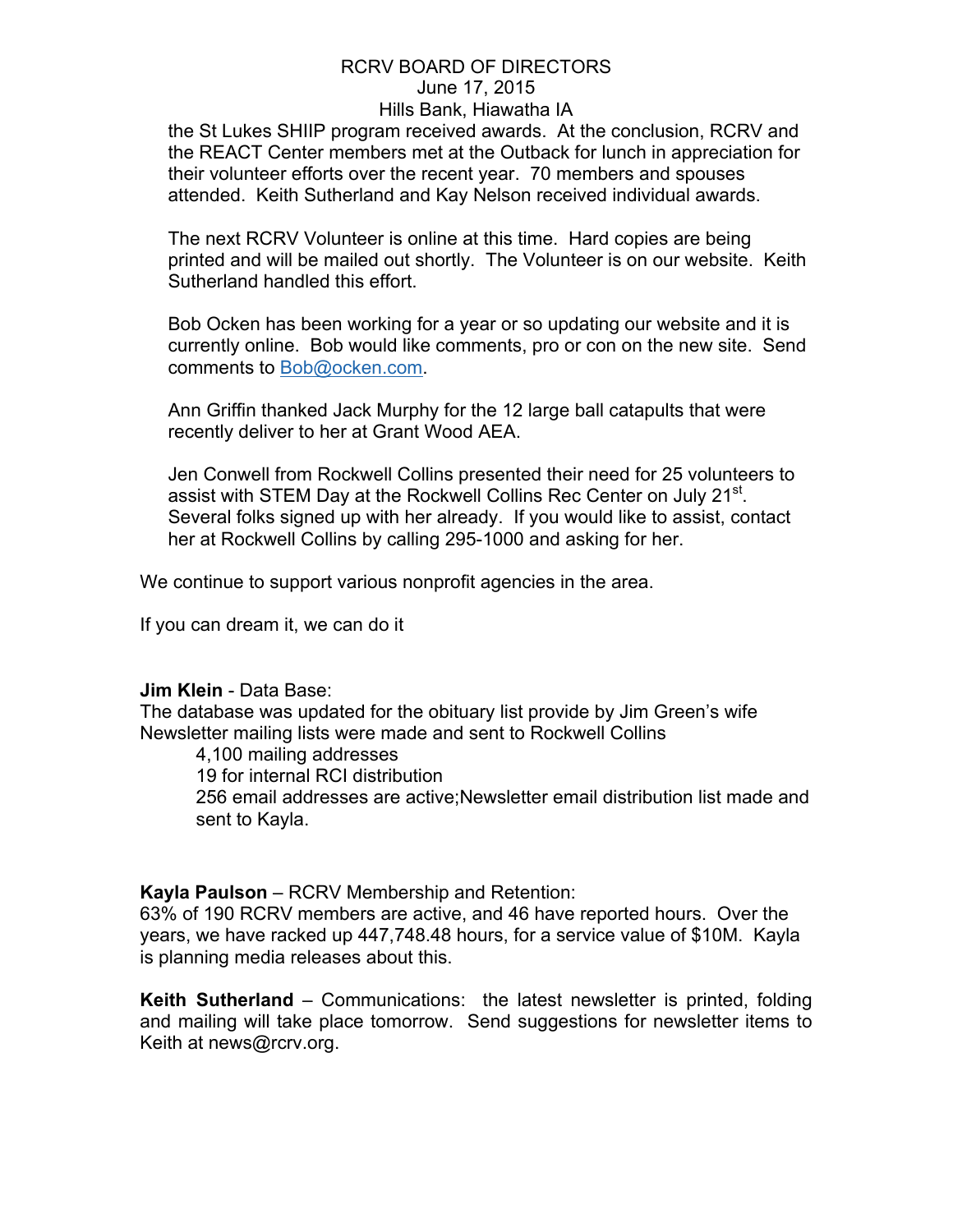the St Lukes SHIIP program received awards. At the conclusion, RCRV and the REACT Center members met at the Outback for lunch in appreciation for their volunteer efforts over the recent year. 70 members and spouses attended. Keith Sutherland and Kay Nelson received individual awards.

The next RCRV Volunteer is online at this time. Hard copies are being printed and will be mailed out shortly. The Volunteer is on our website. Keith Sutherland handled this effort.

Bob Ocken has been working for a year or so updating our website and it is currently online. Bob would like comments, pro or con on the new site. Send comments to Bob@ocken.com.

Ann Griffin thanked Jack Murphy for the 12 large ball catapults that were recently deliver to her at Grant Wood AEA.

Jen Conwell from Rockwell Collins presented their need for 25 volunteers to assist with STEM Day at the Rockwell Collins Rec Center on July 21st. Several folks signed up with her already. If you would like to assist, contact her at Rockwell Collins by calling 295-1000 and asking for her.

We continue to support various nonprofit agencies in the area.

If you can dream it, we can do it

**Jim Klein** - Data Base:
The database was updated for the obituary list provide by Jim Green's wife
Newsletter mailing lists were made and sent to Rockwell Collins

- 4,100 mailing addresses
- 19 for internal RCI distribution
- 256 email addresses are active;Newsletter email distribution list made and sent to Kayla.

**Kayla Paulson** – RCRV Membership and Retention:
63% of 190 RCRV members are active, and 46 have reported hours. Over the years, we have racked up 447,748.48 hours, for a service value of $10M. Kayla is planning media releases about this.

**Keith Sutherland** – Communications: the latest newsletter is printed, folding and mailing will take place tomorrow. Send suggestions for newsletter items to Keith at news@rcrv.org.